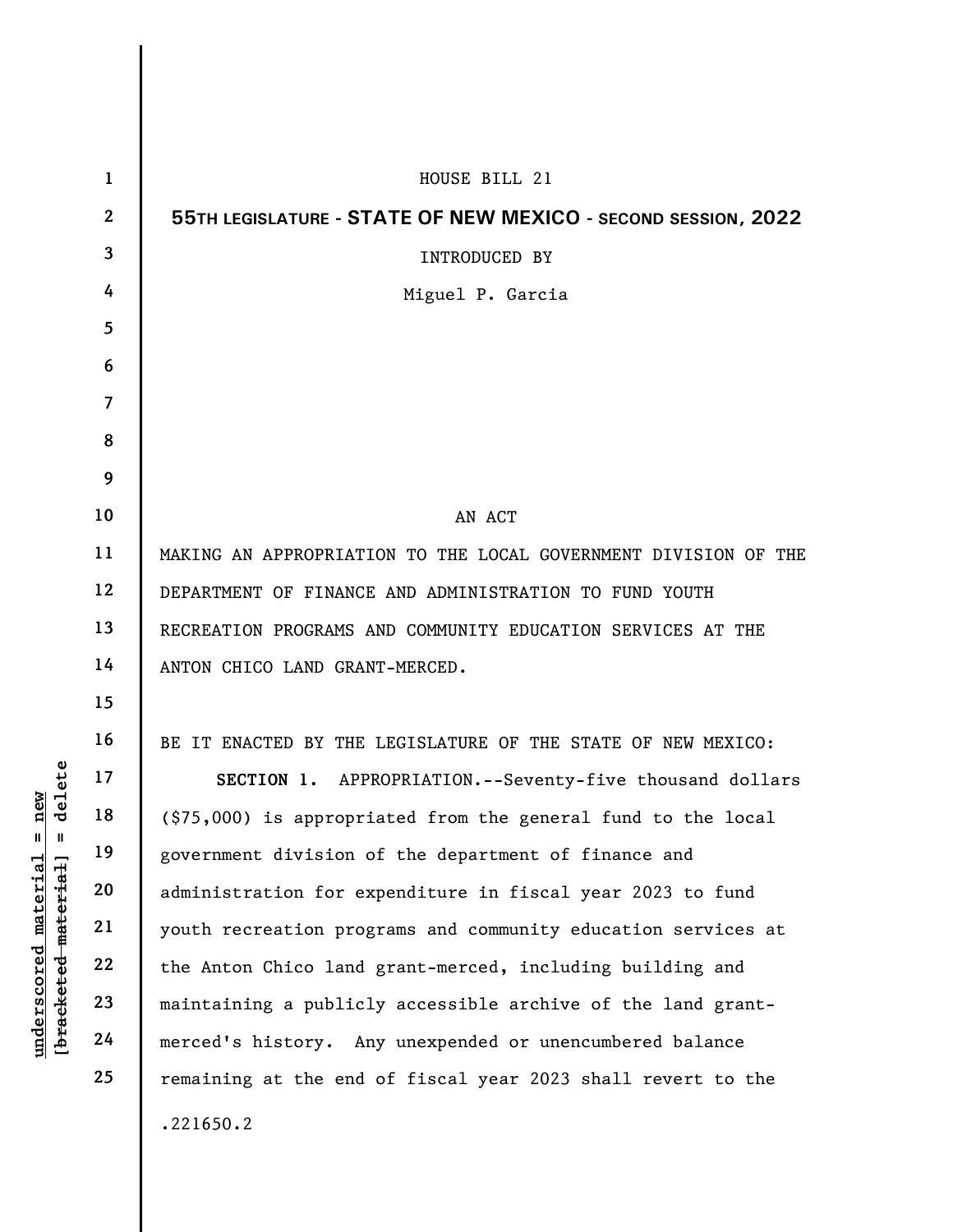HOUSE BILL 21

**55TH LEGISLATURE - STATE OF NEW MEXICO - SECOND SESSION, 2022**

INTRODUCED BY

Miguel P. Garcia

AN ACT

MAKING AN APPROPRIATION TO THE LOCAL GOVERNMENT DIVISION OF THE DEPARTMENT OF FINANCE AND ADMINISTRATION TO FUND YOUTH RECREATION PROGRAMS AND COMMUNITY EDUCATION SERVICES AT THE ANTON CHICO LAND GRANT-MERCED.

BE IT ENACTED BY THE LEGISLATURE OF THE STATE OF NEW MEXICO:

**SECTION 1.** APPROPRIATION.--Seventy-five thousand dollars ($75,000) is appropriated from the general fund to the local government division of the department of finance and administration for expenditure in fiscal year 2023 to fund youth recreation programs and community education services at the Anton Chico land grant-merced, including building and maintaining a publicly accessible archive of the land grant-merced's history. Any unexpended or unencumbered balance remaining at the end of fiscal year 2023 shall revert to the

.221650.2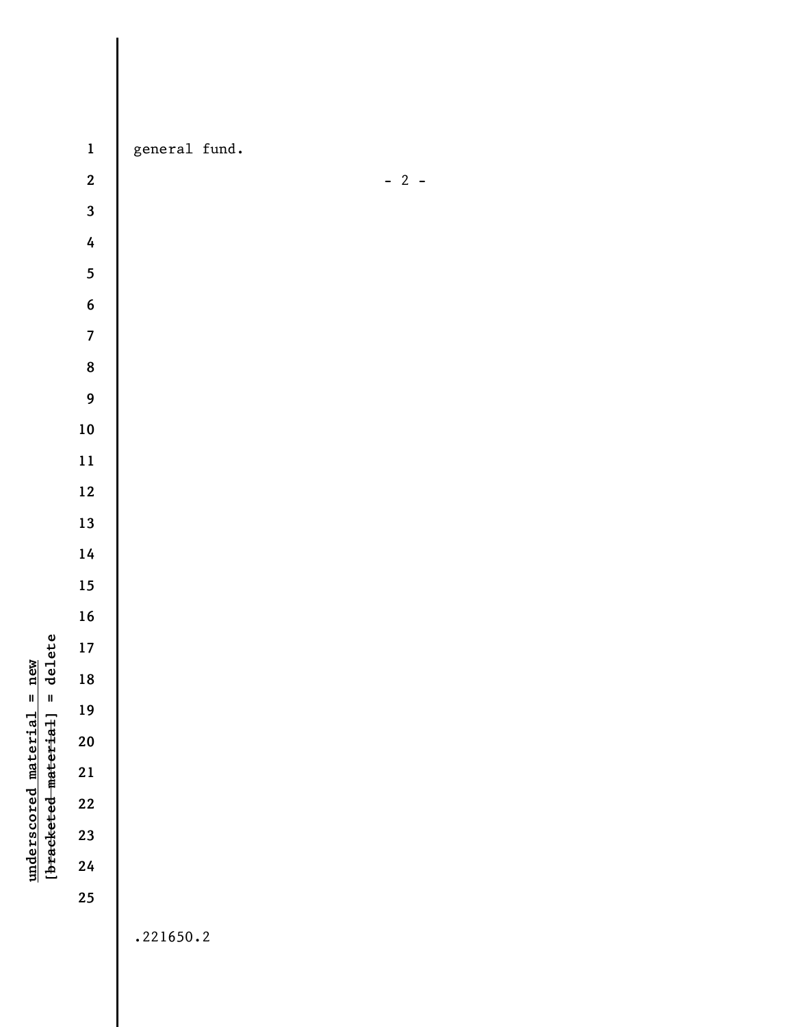general fund.